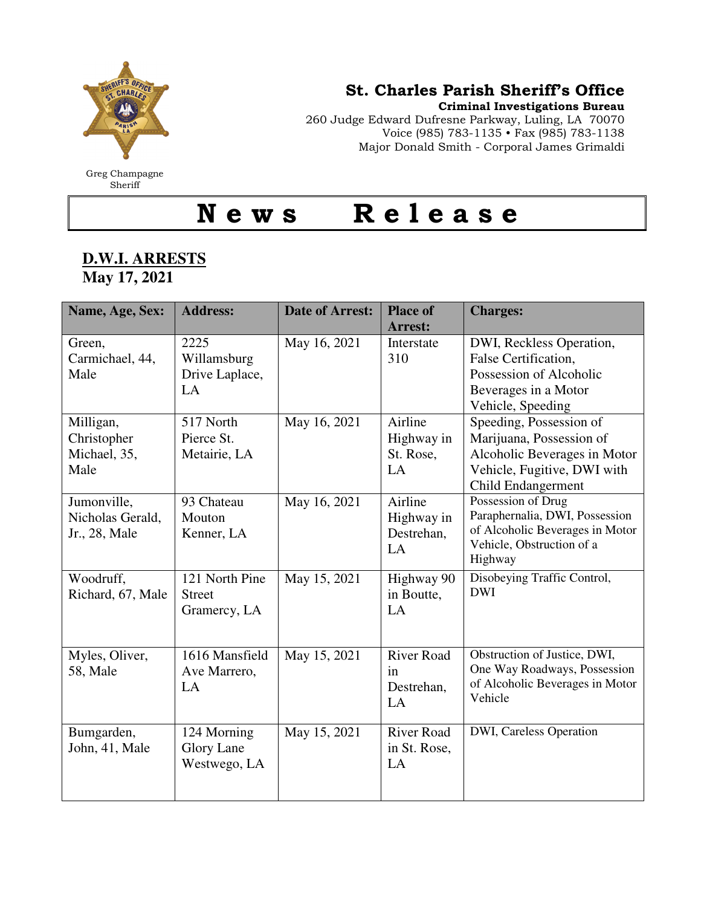Greg Champagne
Sheriff

**St. Charles Parish Sheriff's Office**
**Criminal Investigations Bureau**
260 Judge Edward Dufresne Parkway, Luling, LA 70070
Voice (985) 783-1135 • Fax (985) 783-1138
Major Donald Smith - Corporal James Grimaldi

# News Release

**D.W.I. ARRESTS**
**May 17, 2021**

| Name, Age, Sex: | Address: | Date of Arrest: | Place of Arrest: | Charges: |
|---|---|---|---|---|
| Green, Carmichael, 44, Male | 2225 Willamsburg Drive Laplace, LA | May 16, 2021 | Interstate 310 | DWI, Reckless Operation, False Certification, Possession of Alcoholic Beverages in a Motor Vehicle, Speeding |
| Milligan, Christopher Michael, 35, Male | 517 North Pierce St. Metairie, LA | May 16, 2021 | Airline Highway in St. Rose, LA | Speeding, Possession of Marijuana, Possession of Alcoholic Beverages in Motor Vehicle, Fugitive, DWI with Child Endangerment |
| Jumonville, Nicholas Gerald, Jr., 28, Male | 93 Chateau Mouton Kenner, LA | May 16, 2021 | Airline Highway in Destrehan, LA | Possession of Drug Paraphernalia, DWI, Possession of Alcoholic Beverages in Motor Vehicle, Obstruction of a Highway |
| Woodruff, Richard, 67, Male | 121 North Pine Street Gramercy, LA | May 15, 2021 | Highway 90 in Boutte, LA | Disobeying Traffic Control, DWI |
| Myles, Oliver, 58, Male | 1616 Mansfield Ave Marrero, LA | May 15, 2021 | River Road in Destrehan, LA | Obstruction of Justice, DWI, One Way Roadways, Possession of Alcoholic Beverages in Motor Vehicle |
| Bumgarden, John, 41, Male | 124 Morning Glory Lane Westwego, LA | May 15, 2021 | River Road in St. Rose, LA | DWI, Careless Operation |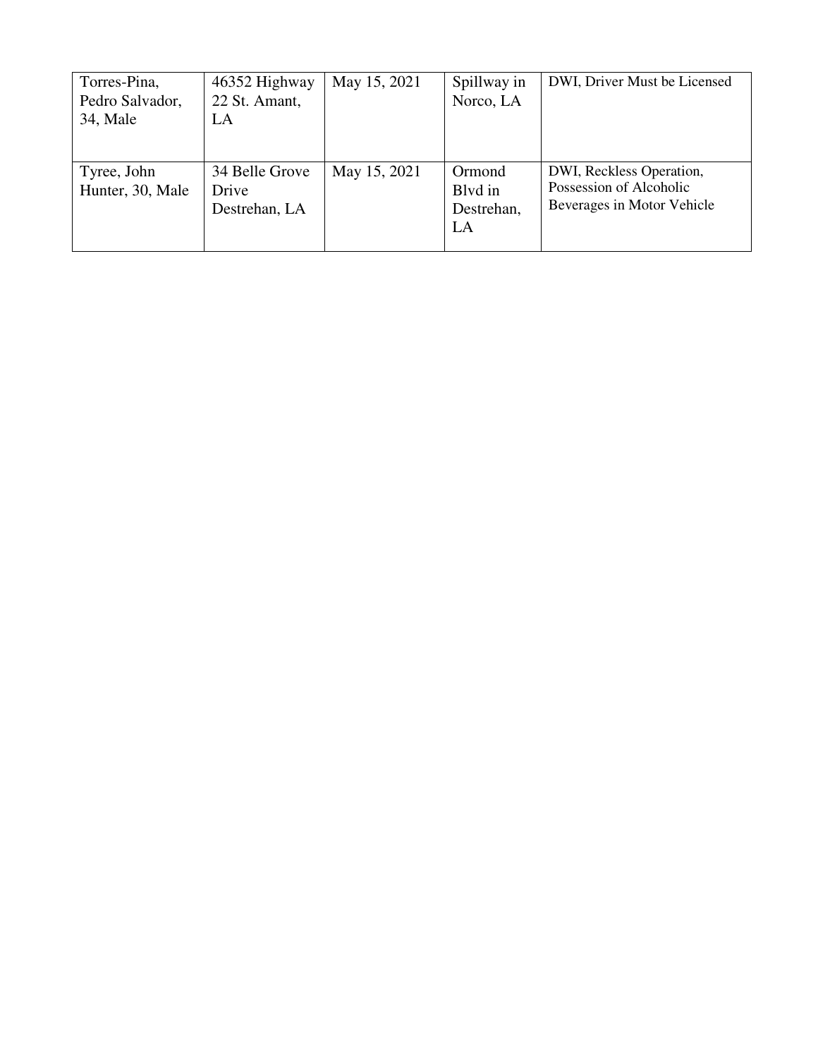| | | | | |
|---|---|---|---|---|
| Torres-Pina, Pedro Salvador, 34, Male | 46352 Highway 22 St. Amant, LA | May 15, 2021 | Spillway in Norco, LA | DWI, Driver Must be Licensed |
| Tyree, John Hunter, 30, Male | 34 Belle Grove Drive Destrehan, LA | May 15, 2021 | Ormond Blvd in Destrehan, LA | DWI, Reckless Operation, Possession of Alcoholic Beverages in Motor Vehicle |